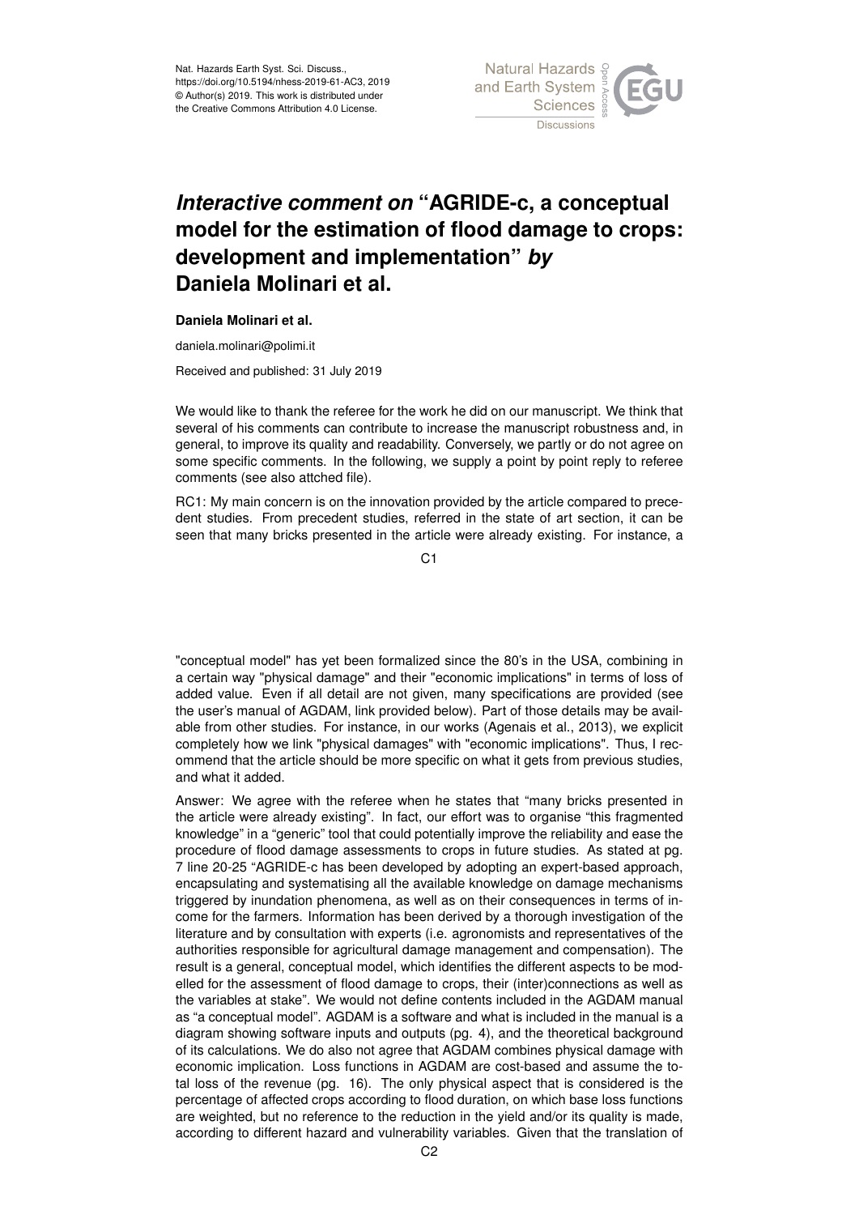# *Interactive comment on* "AGRIDE-c, a conceptual model for the estimation of flood damage to crops: development and implementation" *by* Daniela Molinari et al.

**Daniela Molinari et al.**

daniela.molinari@polimi.it

Received and published: 31 July 2019

We would like to thank the referee for the work he did on our manuscript. We think that several of his comments can contribute to increase the manuscript robustness and, in general, to improve its quality and readability. Conversely, we partly or do not agree on some specific comments. In the following, we supply a point by point reply to referee comments (see also attched file).

RC1: My main concern is on the innovation provided by the article compared to precedent studies. From precedent studies, referred in the state of art section, it can be seen that many bricks presented in the article were already existing. For instance, a "conceptual model" has yet been formalized since the 80's in the USA, combining in a certain way "physical damage" and their "economic implications" in terms of loss of added value. Even if all detail are not given, many specifications are provided (see the user's manual of AGDAM, link provided below). Part of those details may be available from other studies. For instance, in our works (Agenais et al., 2013), we explicit completely how we link "physical damages" with "economic implications". Thus, I recommend that the article should be more specific on what it gets from previous studies, and what it added.

Answer: We agree with the referee when he states that "many bricks presented in the article were already existing". In fact, our effort was to organise "this fragmented knowledge" in a "generic" tool that could potentially improve the reliability and ease the procedure of flood damage assessments to crops in future studies. As stated at pg. 7 line 20-25 "AGRIDE-c has been developed by adopting an expert-based approach, encapsulating and systematising all the available knowledge on damage mechanisms triggered by inundation phenomena, as well as on their consequences in terms of income for the farmers. Information has been derived by a thorough investigation of the literature and by consultation with experts (i.e. agronomists and representatives of the authorities responsible for agricultural damage management and compensation). The result is a general, conceptual model, which identifies the different aspects to be modelled for the assessment of flood damage to crops, their (inter)connections as well as the variables at stake". We would not define contents included in the AGDAM manual as "a conceptual model". AGDAM is a software and what is included in the manual is a diagram showing software inputs and outputs (pg. 4), and the theoretical background of its calculations. We do also not agree that AGDAM combines physical damage with economic implication. Loss functions in AGDAM are cost-based and assume the total loss of the revenue (pg. 16). The only physical aspect that is considered is the percentage of affected crops according to flood duration, on which base loss functions are weighted, but no reference to the reduction in the yield and/or its quality is made, according to different hazard and vulnerability variables. Given that the translation of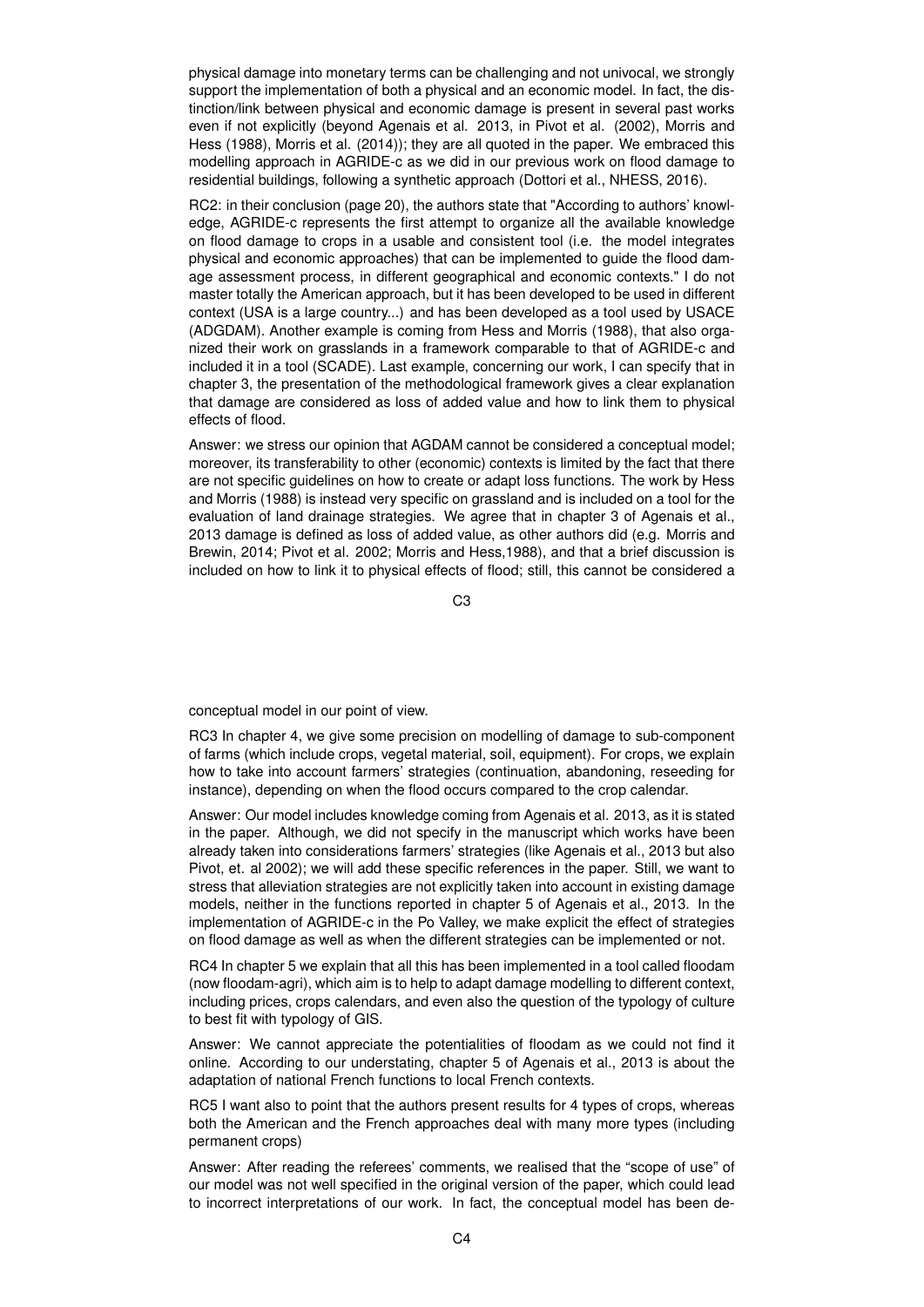physical damage into monetary terms can be challenging and not univocal, we strongly support the implementation of both a physical and an economic model. In fact, the distinction/link between physical and economic damage is present in several past works even if not explicitly (beyond Agenais et al. 2013, in Pivot et al. (2002), Morris and Hess (1988), Morris et al. (2014)); they are all quoted in the paper. We embraced this modelling approach in AGRIDE-c as we did in our previous work on flood damage to residential buildings, following a synthetic approach (Dottori et al., NHESS, 2016).

RC2: in their conclusion (page 20), the authors state that "According to authors' knowledge, AGRIDE-c represents the first attempt to organize all the available knowledge on flood damage to crops in a usable and consistent tool (i.e. the model integrates physical and economic approaches) that can be implemented to guide the flood damage assessment process, in different geographical and economic contexts." I do not master totally the American approach, but it has been developed to be used in different context (USA is a large country...) and has been developed as a tool used by USACE (ADGDAM). Another example is coming from Hess and Morris (1988), that also organized their work on grasslands in a framework comparable to that of AGRIDE-c and included it in a tool (SCADE). Last example, concerning our work, I can specify that in chapter 3, the presentation of the methodological framework gives a clear explanation that damage are considered as loss of added value and how to link them to physical effects of flood.

Answer: we stress our opinion that AGDAM cannot be considered a conceptual model; moreover, its transferability to other (economic) contexts is limited by the fact that there are not specific guidelines on how to create or adapt loss functions. The work by Hess and Morris (1988) is instead very specific on grassland and is included on a tool for the evaluation of land drainage strategies. We agree that in chapter 3 of Agenais et al., 2013 damage is defined as loss of added value, as other authors did (e.g. Morris and Brewin, 2014; Pivot et al. 2002; Morris and Hess,1988), and that a brief discussion is included on how to link it to physical effects of flood; still, this cannot be considered a conceptual model in our point of view.

RC3 In chapter 4, we give some precision on modelling of damage to sub-component of farms (which include crops, vegetal material, soil, equipment). For crops, we explain how to take into account farmers' strategies (continuation, abandoning, reseeding for instance), depending on when the flood occurs compared to the crop calendar.

Answer: Our model includes knowledge coming from Agenais et al. 2013, as it is stated in the paper. Although, we did not specify in the manuscript which works have been already taken into considerations farmers' strategies (like Agenais et al., 2013 but also Pivot, et. al 2002); we will add these specific references in the paper. Still, we want to stress that alleviation strategies are not explicitly taken into account in existing damage models, neither in the functions reported in chapter 5 of Agenais et al., 2013. In the implementation of AGRIDE-c in the Po Valley, we make explicit the effect of strategies on flood damage as well as when the different strategies can be implemented or not.

RC4 In chapter 5 we explain that all this has been implemented in a tool called floodam (now floodam-agri), which aim is to help to adapt damage modelling to different context, including prices, crops calendars, and even also the question of the typology of culture to best fit with typology of GIS.

Answer: We cannot appreciate the potentialities of floodam as we could not find it online. According to our understating, chapter 5 of Agenais et al., 2013 is about the adaptation of national French functions to local French contexts.

RC5 I want also to point that the authors present results for 4 types of crops, whereas both the American and the French approaches deal with many more types (including permanent crops)

Answer: After reading the referees' comments, we realised that the "scope of use" of our model was not well specified in the original version of the paper, which could lead to incorrect interpretations of our work. In fact, the conceptual model has been de-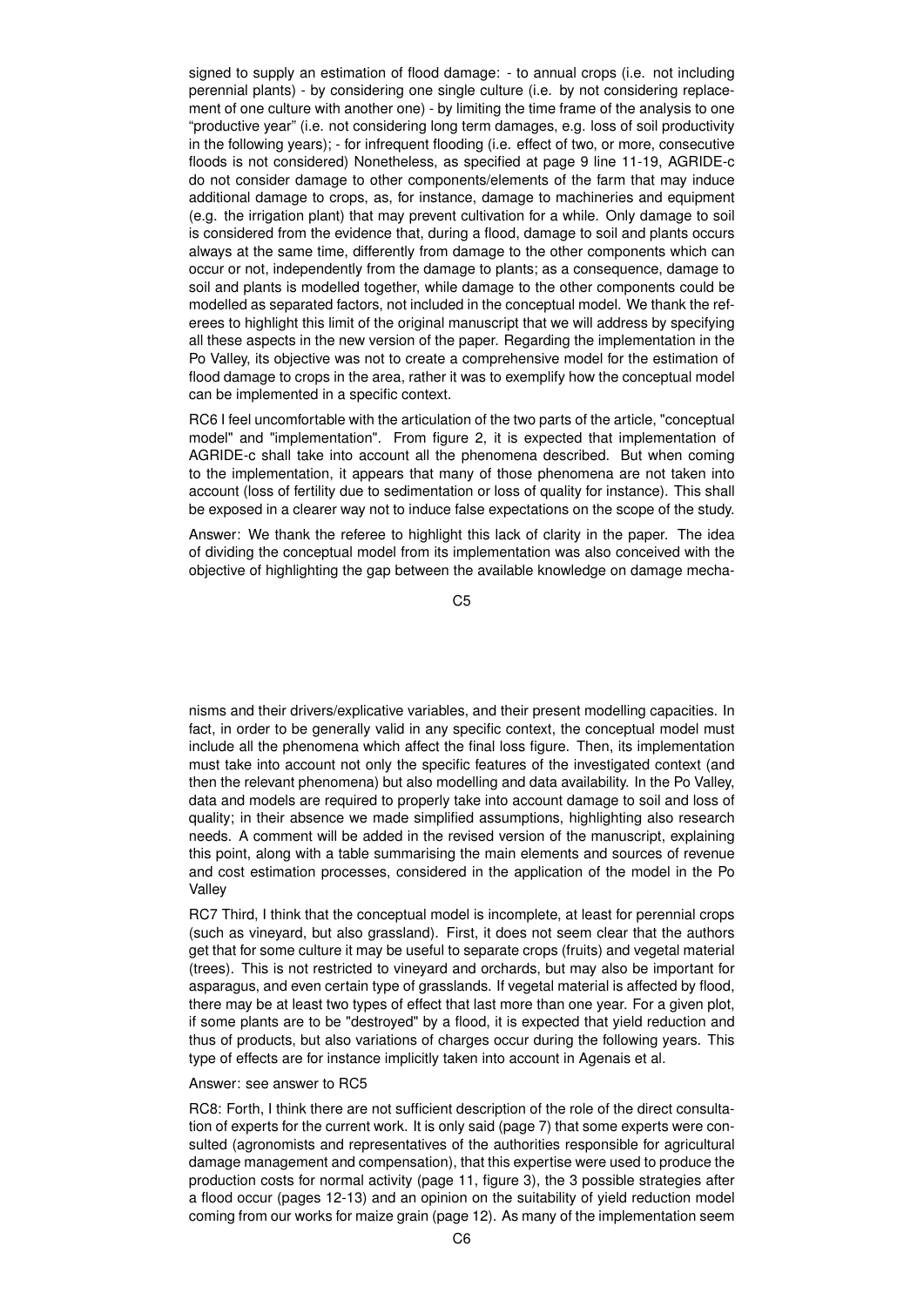signed to supply an estimation of flood damage: - to annual crops (i.e. not including perennial plants) - by considering one single culture (i.e. by not considering replacement of one culture with another one) - by limiting the time frame of the analysis to one "productive year" (i.e. not considering long term damages, e.g. loss of soil productivity in the following years); - for infrequent flooding (i.e. effect of two, or more, consecutive floods is not considered) Nonetheless, as specified at page 9 line 11-19, AGRIDE-c do not consider damage to other components/elements of the farm that may induce additional damage to crops, as, for instance, damage to machineries and equipment (e.g. the irrigation plant) that may prevent cultivation for a while. Only damage to soil is considered from the evidence that, during a flood, damage to soil and plants occurs always at the same time, differently from damage to the other components which can occur or not, independently from the damage to plants; as a consequence, damage to soil and plants is modelled together, while damage to the other components could be modelled as separated factors, not included in the conceptual model. We thank the referees to highlight this limit of the original manuscript that we will address by specifying all these aspects in the new version of the paper. Regarding the implementation in the Po Valley, its objective was not to create a comprehensive model for the estimation of flood damage to crops in the area, rather it was to exemplify how the conceptual model can be implemented in a specific context.

RC6 I feel uncomfortable with the articulation of the two parts of the article, "conceptual model" and "implementation". From figure 2, it is expected that implementation of AGRIDE-c shall take into account all the phenomena described. But when coming to the implementation, it appears that many of those phenomena are not taken into account (loss of fertility due to sedimentation or loss of quality for instance). This shall be exposed in a clearer way not to induce false expectations on the scope of the study.

Answer: We thank the referee to highlight this lack of clarity in the paper. The idea of dividing the conceptual model from its implementation was also conceived with the objective of highlighting the gap between the available knowledge on damage mechanisms and their drivers/explicative variables, and their present modelling capacities. In fact, in order to be generally valid in any specific context, the conceptual model must include all the phenomena which affect the final loss figure. Then, its implementation must take into account not only the specific features of the investigated context (and then the relevant phenomena) but also modelling and data availability. In the Po Valley, data and models are required to properly take into account damage to soil and loss of quality; in their absence we made simplified assumptions, highlighting also research needs. A comment will be added in the revised version of the manuscript, explaining this point, along with a table summarising the main elements and sources of revenue and cost estimation processes, considered in the application of the model in the Po Valley

RC7 Third, I think that the conceptual model is incomplete, at least for perennial crops (such as vineyard, but also grassland). First, it does not seem clear that the authors get that for some culture it may be useful to separate crops (fruits) and vegetal material (trees). This is not restricted to vineyard and orchards, but may also be important for asparagus, and even certain type of grasslands. If vegetal material is affected by flood, there may be at least two types of effect that last more than one year. For a given plot, if some plants are to be "destroyed" by a flood, it is expected that yield reduction and thus of products, but also variations of charges occur during the following years. This type of effects are for instance implicitly taken into account in Agenais et al.

Answer: see answer to RC5

RC8: Forth, I think there are not sufficient description of the role of the direct consultation of experts for the current work. It is only said (page 7) that some experts were consulted (agronomists and representatives of the authorities responsible for agricultural damage management and compensation), that this expertise were used to produce the production costs for normal activity (page 11, figure 3), the 3 possible strategies after a flood occur (pages 12-13) and an opinion on the suitability of yield reduction model coming from our works for maize grain (page 12). As many of the implementation seem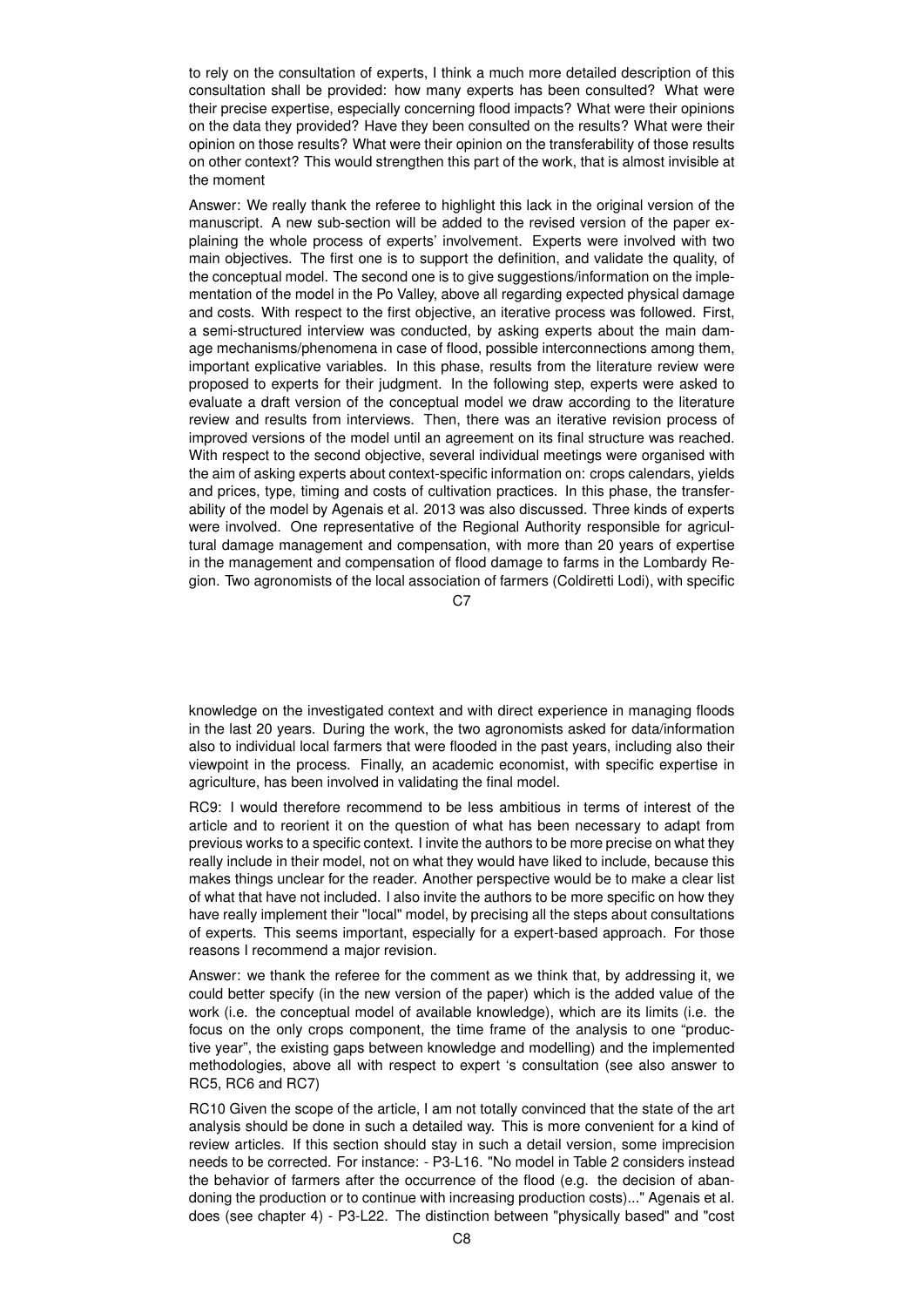to rely on the consultation of experts, I think a much more detailed description of this consultation shall be provided: how many experts has been consulted? What were their precise expertise, especially concerning flood impacts? What were their opinions on the data they provided? Have they been consulted on the results? What were their opinion on those results? What were their opinion on the transferability of those results on other context? This would strengthen this part of the work, that is almost invisible at the moment

Answer: We really thank the referee to highlight this lack in the original version of the manuscript. A new sub-section will be added to the revised version of the paper explaining the whole process of experts' involvement. Experts were involved with two main objectives. The first one is to support the definition, and validate the quality, of the conceptual model. The second one is to give suggestions/information on the implementation of the model in the Po Valley, above all regarding expected physical damage and costs. With respect to the first objective, an iterative process was followed. First, a semi-structured interview was conducted, by asking experts about the main damage mechanisms/phenomena in case of flood, possible interconnections among them, important explicative variables. In this phase, results from the literature review were proposed to experts for their judgment. In the following step, experts were asked to evaluate a draft version of the conceptual model we draw according to the literature review and results from interviews. Then, there was an iterative revision process of improved versions of the model until an agreement on its final structure was reached. With respect to the second objective, several individual meetings were organised with the aim of asking experts about context-specific information on: crops calendars, yields and prices, type, timing and costs of cultivation practices. In this phase, the transferability of the model by Agenais et al. 2013 was also discussed. Three kinds of experts were involved. One representative of the Regional Authority responsible for agricultural damage management and compensation, with more than 20 years of expertise in the management and compensation of flood damage to farms in the Lombardy Region. Two agronomists of the local association of farmers (Coldiretti Lodi), with specific knowledge on the investigated context and with direct experience in managing floods in the last 20 years. During the work, the two agronomists asked for data/information also to individual local farmers that were flooded in the past years, including also their viewpoint in the process. Finally, an academic economist, with specific expertise in agriculture, has been involved in validating the final model.

RC9: I would therefore recommend to be less ambitious in terms of interest of the article and to reorient it on the question of what has been necessary to adapt from previous works to a specific context. I invite the authors to be more precise on what they really include in their model, not on what they would have liked to include, because this makes things unclear for the reader. Another perspective would be to make a clear list of what that have not included. I also invite the authors to be more specific on how they have really implement their "local" model, by precising all the steps about consultations of experts. This seems important, especially for a expert-based approach. For those reasons I recommend a major revision.

Answer: we thank the referee for the comment as we think that, by addressing it, we could better specify (in the new version of the paper) which is the added value of the work (i.e. the conceptual model of available knowledge), which are its limits (i.e. the focus on the only crops component, the time frame of the analysis to one "productive year", the existing gaps between knowledge and modelling) and the implemented methodologies, above all with respect to expert 's consultation (see also answer to RC5, RC6 and RC7)

RC10 Given the scope of the article, I am not totally convinced that the state of the art analysis should be done in such a detailed way. This is more convenient for a kind of review articles. If this section should stay in such a detail version, some imprecision needs to be corrected. For instance: - P3-L16. "No model in Table 2 considers instead the behavior of farmers after the occurrence of the flood (e.g. the decision of abandoning the production or to continue with increasing production costs)..." Agenais et al. does (see chapter 4) - P3-L22. The distinction between "physically based" and "cost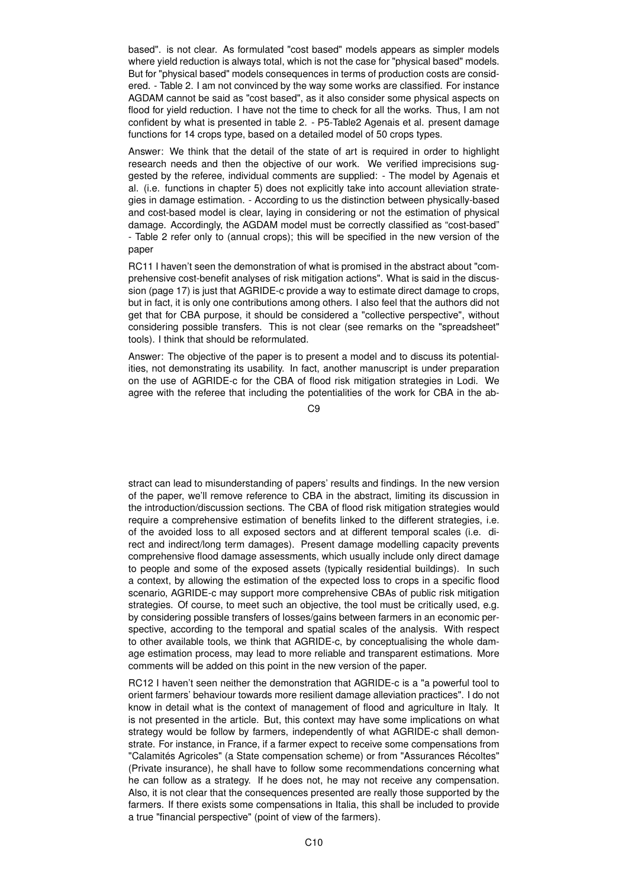based". is not clear. As formulated "cost based" models appears as simpler models where yield reduction is always total, which is not the case for "physical based" models. But for "physical based" models consequences in terms of production costs are considered. - Table 2. I am not convinced by the way some works are classified. For instance AGDAM cannot be said as "cost based", as it also consider some physical aspects on flood for yield reduction. I have not the time to check for all the works. Thus, I am not confident by what is presented in table 2. - P5-Table2 Agenais et al. present damage functions for 14 crops type, based on a detailed model of 50 crops types.

Answer: We think that the detail of the state of art is required in order to highlight research needs and then the objective of our work. We verified imprecisions suggested by the referee, individual comments are supplied: - The model by Agenais et al. (i.e. functions in chapter 5) does not explicitly take into account alleviation strategies in damage estimation. - According to us the distinction between physically-based and cost-based model is clear, laying in considering or not the estimation of physical damage. Accordingly, the AGDAM model must be correctly classified as "cost-based" - Table 2 refer only to (annual crops); this will be specified in the new version of the paper

RC11 I haven't seen the demonstration of what is promised in the abstract about "comprehensive cost-benefit analyses of risk mitigation actions". What is said in the discussion (page 17) is just that AGRIDE-c provide a way to estimate direct damage to crops, but in fact, it is only one contributions among others. I also feel that the authors did not get that for CBA purpose, it should be considered a "collective perspective", without considering possible transfers. This is not clear (see remarks on the "spreadsheet" tools). I think that should be reformulated.

Answer: The objective of the paper is to present a model and to discuss its potentialities, not demonstrating its usability. In fact, another manuscript is under preparation on the use of AGRIDE-c for the CBA of flood risk mitigation strategies in Lodi. We agree with the referee that including the potentialities of the work for CBA in the abstract can lead to misunderstanding of papers' results and findings. In the new version of the paper, we'll remove reference to CBA in the abstract, limiting its discussion in the introduction/discussion sections. The CBA of flood risk mitigation strategies would require a comprehensive estimation of benefits linked to the different strategies, i.e. of the avoided loss to all exposed sectors and at different temporal scales (i.e. direct and indirect/long term damages). Present damage modelling capacity prevents comprehensive flood damage assessments, which usually include only direct damage to people and some of the exposed assets (typically residential buildings). In such a context, by allowing the estimation of the expected loss to crops in a specific flood scenario, AGRIDE-c may support more comprehensive CBAs of public risk mitigation strategies. Of course, to meet such an objective, the tool must be critically used, e.g. by considering possible transfers of losses/gains between farmers in an economic perspective, according to the temporal and spatial scales of the analysis. With respect to other available tools, we think that AGRIDE-c, by conceptualising the whole damage estimation process, may lead to more reliable and transparent estimations. More comments will be added on this point in the new version of the paper.

RC12 I haven't seen neither the demonstration that AGRIDE-c is a "a powerful tool to orient farmers' behaviour towards more resilient damage alleviation practices". I do not know in detail what is the context of management of flood and agriculture in Italy. It is not presented in the article. But, this context may have some implications on what strategy would be follow by farmers, independently of what AGRIDE-c shall demonstrate. For instance, in France, if a farmer expect to receive some compensations from "Calamités Agricoles" (a State compensation scheme) or from "Assurances Récoltes" (Private insurance), he shall have to follow some recommendations concerning what he can follow as a strategy. If he does not, he may not receive any compensation. Also, it is not clear that the consequences presented are really those supported by the farmers. If there exists some compensations in Italia, this shall be included to provide a true "financial perspective" (point of view of the farmers).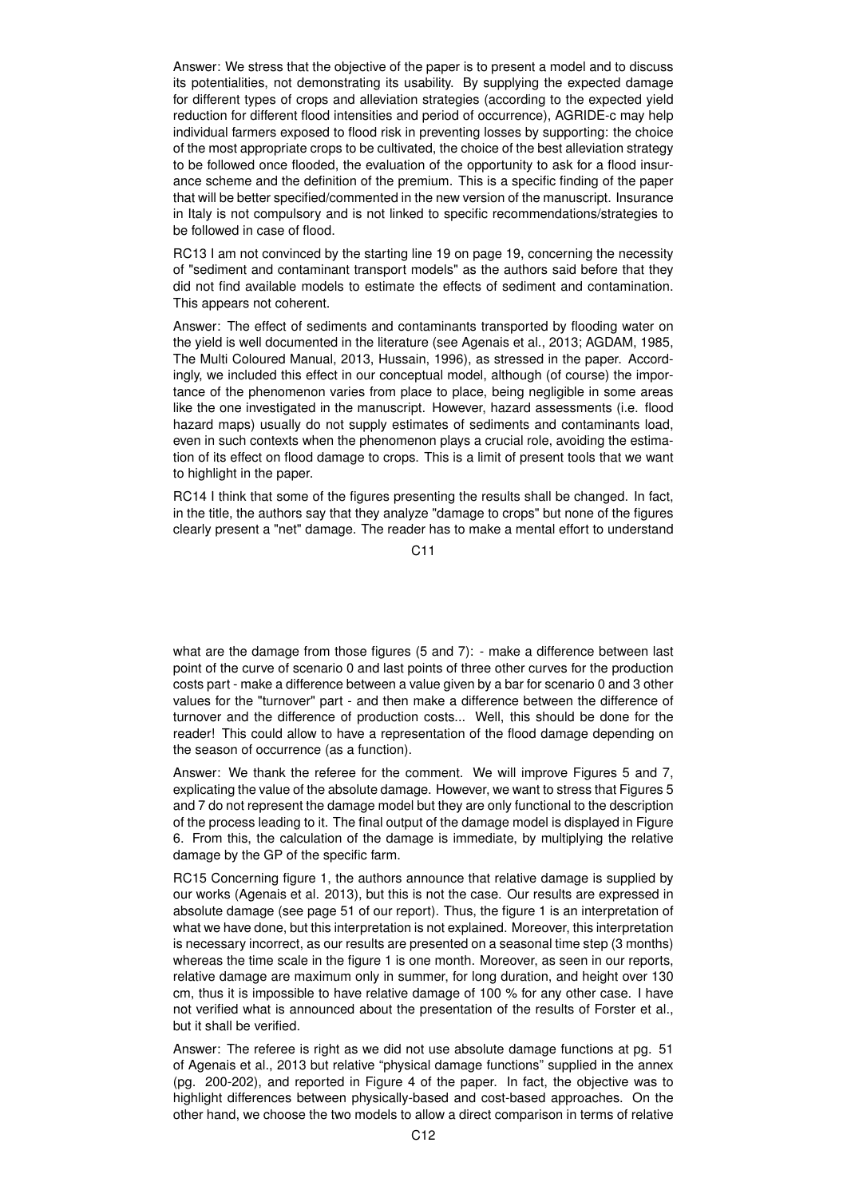Answer: We stress that the objective of the paper is to present a model and to discuss its potentialities, not demonstrating its usability. By supplying the expected damage for different types of crops and alleviation strategies (according to the expected yield reduction for different flood intensities and period of occurrence), AGRIDE-c may help individual farmers exposed to flood risk in preventing losses by supporting: the choice of the most appropriate crops to be cultivated, the choice of the best alleviation strategy to be followed once flooded, the evaluation of the opportunity to ask for a flood insurance scheme and the definition of the premium. This is a specific finding of the paper that will be better specified/commented in the new version of the manuscript. Insurance in Italy is not compulsory and is not linked to specific recommendations/strategies to be followed in case of flood.

RC13 I am not convinced by the starting line 19 on page 19, concerning the necessity of "sediment and contaminant transport models" as the authors said before that they did not find available models to estimate the effects of sediment and contamination. This appears not coherent.

Answer: The effect of sediments and contaminants transported by flooding water on the yield is well documented in the literature (see Agenais et al., 2013; AGDAM, 1985, The Multi Coloured Manual, 2013, Hussain, 1996), as stressed in the paper. Accordingly, we included this effect in our conceptual model, although (of course) the importance of the phenomenon varies from place to place, being negligible in some areas like the one investigated in the manuscript. However, hazard assessments (i.e. flood hazard maps) usually do not supply estimates of sediments and contaminants load, even in such contexts when the phenomenon plays a crucial role, avoiding the estimation of its effect on flood damage to crops. This is a limit of present tools that we want to highlight in the paper.

RC14 I think that some of the figures presenting the results shall be changed. In fact, in the title, the authors say that they analyze "damage to crops" but none of the figures clearly present a "net" damage. The reader has to make a mental effort to understand what are the damage from those figures (5 and 7): - make a difference between last point of the curve of scenario 0 and last points of three other curves for the production costs part - make a difference between a value given by a bar for scenario 0 and 3 other values for the "turnover" part - and then make a difference between the difference of turnover and the difference of production costs... Well, this should be done for the reader! This could allow to have a representation of the flood damage depending on the season of occurrence (as a function).

Answer: We thank the referee for the comment. We will improve Figures 5 and 7, explicating the value of the absolute damage. However, we want to stress that Figures 5 and 7 do not represent the damage model but they are only functional to the description of the process leading to it. The final output of the damage model is displayed in Figure 6. From this, the calculation of the damage is immediate, by multiplying the relative damage by the GP of the specific farm.

RC15 Concerning figure 1, the authors announce that relative damage is supplied by our works (Agenais et al. 2013), but this is not the case. Our results are expressed in absolute damage (see page 51 of our report). Thus, the figure 1 is an interpretation of what we have done, but this interpretation is not explained. Moreover, this interpretation is necessary incorrect, as our results are presented on a seasonal time step (3 months) whereas the time scale in the figure 1 is one month. Moreover, as seen in our reports, relative damage are maximum only in summer, for long duration, and height over 130 cm, thus it is impossible to have relative damage of 100 % for any other case. I have not verified what is announced about the presentation of the results of Forster et al., but it shall be verified.

Answer: The referee is right as we did not use absolute damage functions at pg. 51 of Agenais et al., 2013 but relative "physical damage functions" supplied in the annex (pg. 200-202), and reported in Figure 4 of the paper. In fact, the objective was to highlight differences between physically-based and cost-based approaches. On the other hand, we choose the two models to allow a direct comparison in terms of relative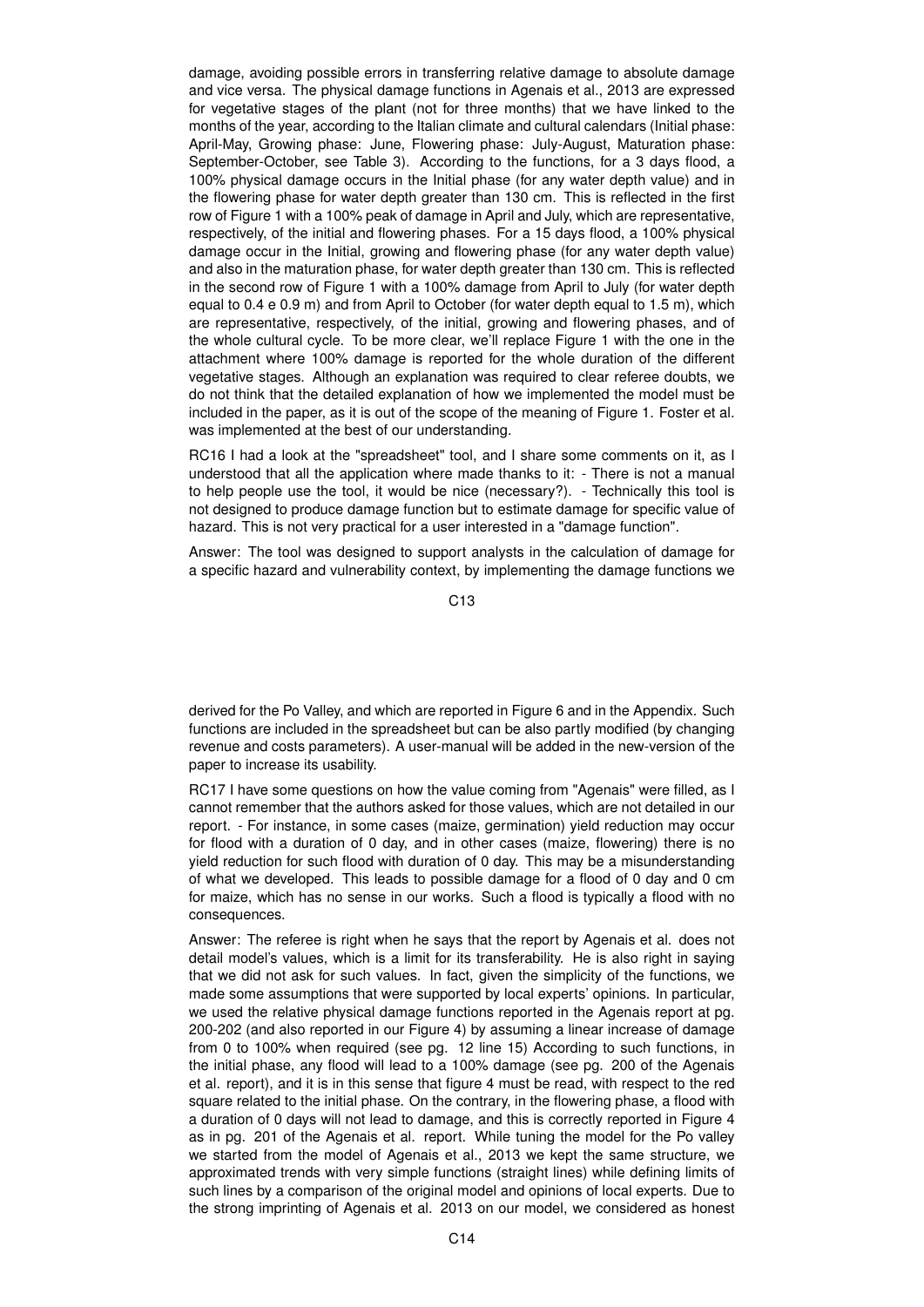damage, avoiding possible errors in transferring relative damage to absolute damage and vice versa. The physical damage functions in Agenais et al., 2013 are expressed for vegetative stages of the plant (not for three months) that we have linked to the months of the year, according to the Italian climate and cultural calendars (Initial phase: April-May, Growing phase: June, Flowering phase: July-August, Maturation phase: September-October, see Table 3). According to the functions, for a 3 days flood, a 100% physical damage occurs in the Initial phase (for any water depth value) and in the flowering phase for water depth greater than 130 cm. This is reflected in the first row of Figure 1 with a 100% peak of damage in April and July, which are representative, respectively, of the initial and flowering phases. For a 15 days flood, a 100% physical damage occur in the Initial, growing and flowering phase (for any water depth value) and also in the maturation phase, for water depth greater than 130 cm. This is reflected in the second row of Figure 1 with a 100% damage from April to July (for water depth equal to 0.4 e 0.9 m) and from April to October (for water depth equal to 1.5 m), which are representative, respectively, of the initial, growing and flowering phases, and of the whole cultural cycle. To be more clear, we'll replace Figure 1 with the one in the attachment where 100% damage is reported for the whole duration of the different vegetative stages. Although an explanation was required to clear referee doubts, we do not think that the detailed explanation of how we implemented the model must be included in the paper, as it is out of the scope of the meaning of Figure 1. Foster et al. was implemented at the best of our understanding.

RC16 I had a look at the "spreadsheet" tool, and I share some comments on it, as I understood that all the application where made thanks to it: - There is not a manual to help people use the tool, it would be nice (necessary?). - Technically this tool is not designed to produce damage function but to estimate damage for specific value of hazard. This is not very practical for a user interested in a "damage function".

Answer: The tool was designed to support analysts in the calculation of damage for a specific hazard and vulnerability context, by implementing the damage functions we derived for the Po Valley, and which are reported in Figure 6 and in the Appendix. Such functions are included in the spreadsheet but can be also partly modified (by changing revenue and costs parameters). A user-manual will be added in the new-version of the paper to increase its usability.

RC17 I have some questions on how the value coming from "Agenais" were filled, as I cannot remember that the authors asked for those values, which are not detailed in our report. - For instance, in some cases (maize, germination) yield reduction may occur for flood with a duration of 0 day, and in other cases (maize, flowering) there is no yield reduction for such flood with duration of 0 day. This may be a misunderstanding of what we developed. This leads to possible damage for a flood of 0 day and 0 cm for maize, which has no sense in our works. Such a flood is typically a flood with no consequences.

Answer: The referee is right when he says that the report by Agenais et al. does not detail model's values, which is a limit for its transferability. He is also right in saying that we did not ask for such values. In fact, given the simplicity of the functions, we made some assumptions that were supported by local experts' opinions. In particular, we used the relative physical damage functions reported in the Agenais report at pg. 200-202 (and also reported in our Figure 4) by assuming a linear increase of damage from 0 to 100% when required (see pg. 12 line 15) According to such functions, in the initial phase, any flood will lead to a 100% damage (see pg. 200 of the Agenais et al. report), and it is in this sense that figure 4 must be read, with respect to the red square related to the initial phase. On the contrary, in the flowering phase, a flood with a duration of 0 days will not lead to damage, and this is correctly reported in Figure 4 as in pg. 201 of the Agenais et al. report. While tuning the model for the Po valley we started from the model of Agenais et al., 2013 we kept the same structure, we approximated trends with very simple functions (straight lines) while defining limits of such lines by a comparison of the original model and opinions of local experts. Due to the strong imprinting of Agenais et al. 2013 on our model, we considered as honest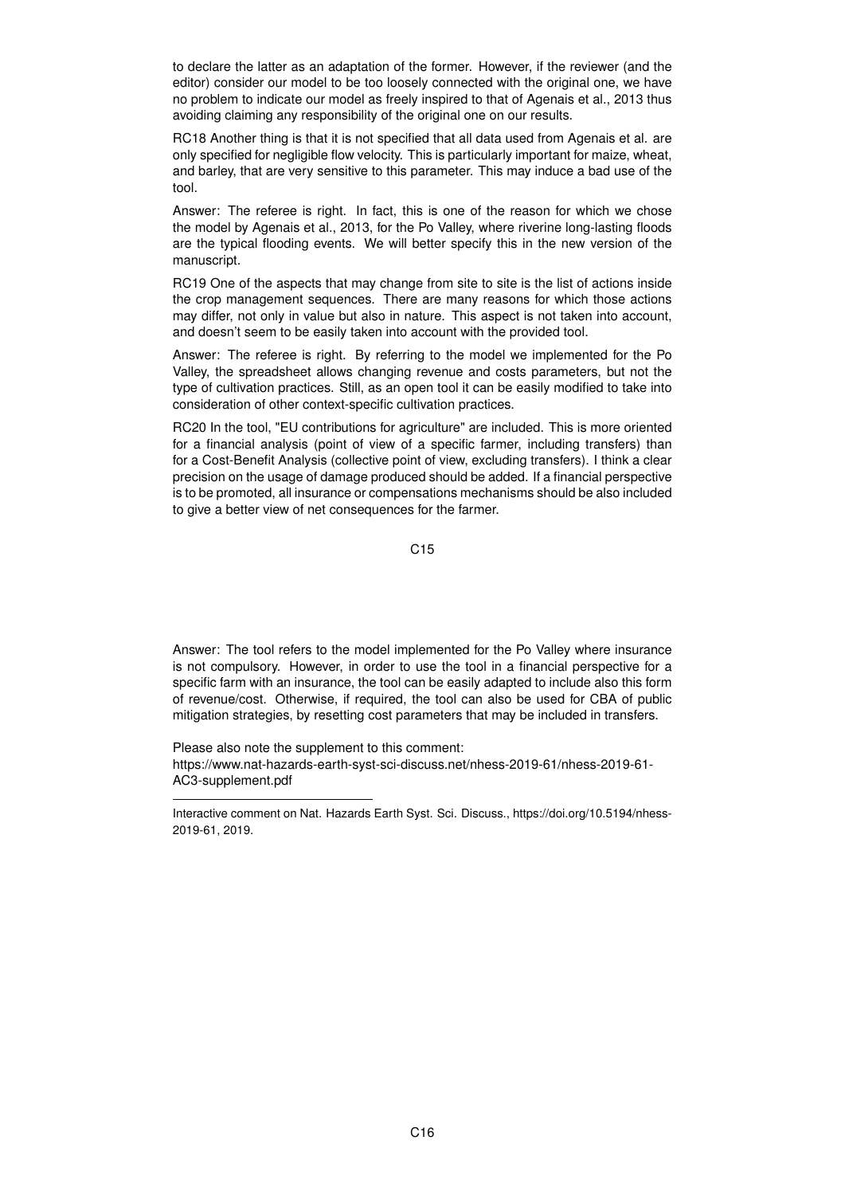to declare the latter as an adaptation of the former. However, if the reviewer (and the editor) consider our model to be too loosely connected with the original one, we have no problem to indicate our model as freely inspired to that of Agenais et al., 2013 thus avoiding claiming any responsibility of the original one on our results.

RC18 Another thing is that it is not specified that all data used from Agenais et al. are only specified for negligible flow velocity. This is particularly important for maize, wheat, and barley, that are very sensitive to this parameter. This may induce a bad use of the tool.

Answer: The referee is right. In fact, this is one of the reason for which we chose the model by Agenais et al., 2013, for the Po Valley, where riverine long-lasting floods are the typical flooding events. We will better specify this in the new version of the manuscript.

RC19 One of the aspects that may change from site to site is the list of actions inside the crop management sequences. There are many reasons for which those actions may differ, not only in value but also in nature. This aspect is not taken into account, and doesn't seem to be easily taken into account with the provided tool.

Answer: The referee is right. By referring to the model we implemented for the Po Valley, the spreadsheet allows changing revenue and costs parameters, but not the type of cultivation practices. Still, as an open tool it can be easily modified to take into consideration of other context-specific cultivation practices.

RC20 In the tool, "EU contributions for agriculture" are included. This is more oriented for a financial analysis (point of view of a specific farmer, including transfers) than for a Cost-Benefit Analysis (collective point of view, excluding transfers). I think a clear precision on the usage of damage produced should be added. If a financial perspective is to be promoted, all insurance or compensations mechanisms should be also included to give a better view of net consequences for the farmer.

Answer: The tool refers to the model implemented for the Po Valley where insurance is not compulsory. However, in order to use the tool in a financial perspective for a specific farm with an insurance, the tool can be easily adapted to include also this form of revenue/cost. Otherwise, if required, the tool can also be used for CBA of public mitigation strategies, by resetting cost parameters that may be included in transfers.

Please also note the supplement to this comment:
https://www.nat-hazards-earth-syst-sci-discuss.net/nhess-2019-61/nhess-2019-61-AC3-supplement.pdf

---

Interactive comment on Nat. Hazards Earth Syst. Sci. Discuss., https://doi.org/10.5194/nhess-2019-61, 2019.